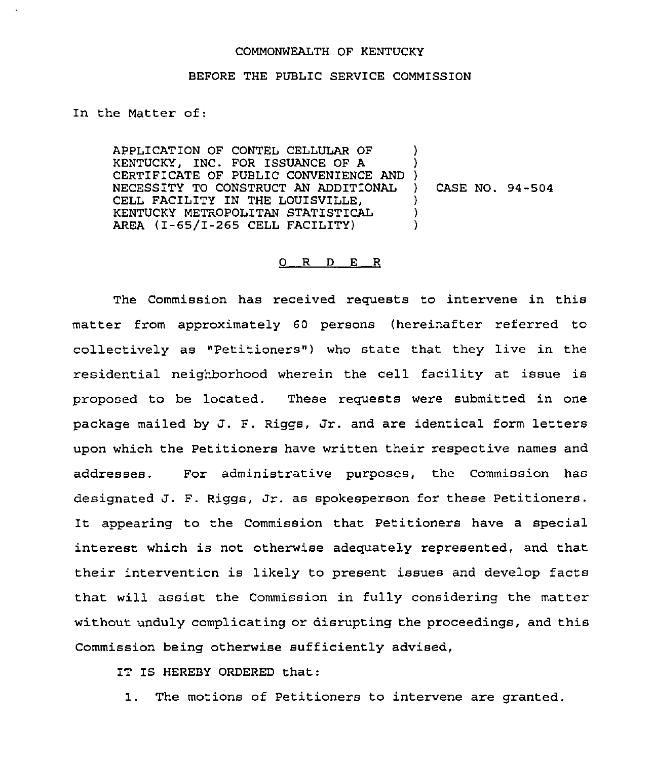COMMONWEALTH OF KENTUCKY

BEFORE THE PUBLIC SERVICE COMMISSION

In the Matter of:

APPLICATION OF CONTEL CELLULAR OF KENTUCKY, INC. FOR ISSUANCE OF A CERTIFICATE OF PUBLIC CONVENIENCE AND NECESSITY TO CONSTRUCT AN ADDITIONAL CELL FACILITY IN THE LOUISVILLE, KENTUCKY METROPOLITAN STATISTICAL AREA (I-65/I-265 CELL FACILITY) ) CASE NO. 94-504

O R D E R

The Commission has received requests to intervene in this matter from approximately 60 persons (hereinafter referred to collectively as "Petitioners") who state that they live in the residential neighborhood wherein the cell facility at issue is proposed to be located. These requests were submitted in one package mailed by J. F. Riggs, Jr. and are identical form letters upon which the Petitioners have written their respective names and addresses. For administrative purposes, the Commission has designated J. F. Riggs, Jr. as spokesperson for these Petitioners. It appearing to the Commission that Petitioners have a special interest which is not otherwise adequately represented, and that their intervention is likely to present issues and develop facts that will assist the Commission in fully considering the matter without unduly complicating or disrupting the proceedings, and this Commission being otherwise sufficiently advised,

IT IS HEREBY ORDERED that:

1. The motions of Petitioners to intervene are granted.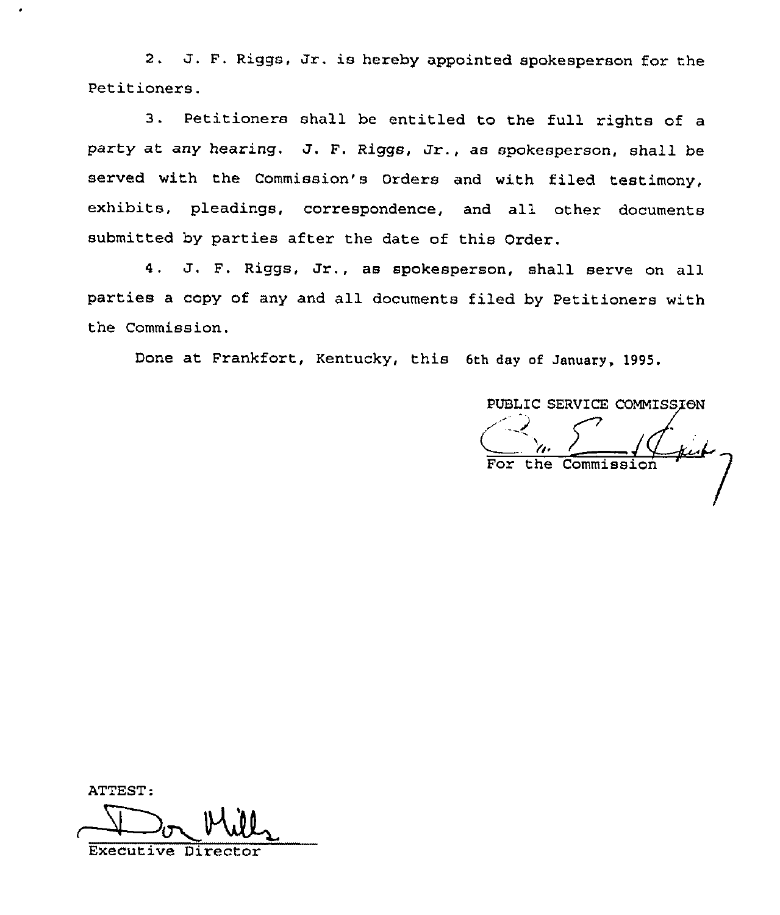2. J. F. Riggs, Jr. is hereby appointed spokesperson for the Petitioners.

3. Petitioners shall be entitled to the full rights of a party at any hearing. J. F. Riggs, Jr., as spokesperson, shall be served with the Commission's Orders and with filed testimony, exhibits, pleadings, correspondence, and all other documents submitted by parties after the date of this Order.

4. J. F. Riggs, Jr., as spokesperson, shall serve on all parties a copy of any and all documents filed by Petitioners with the Commission.

Done at Frankfort, Kentucky, this 6th day of January, 1995.

PUBLIC SERVICE COMMISSION

For the Commission

ATTEST:

Executive Director